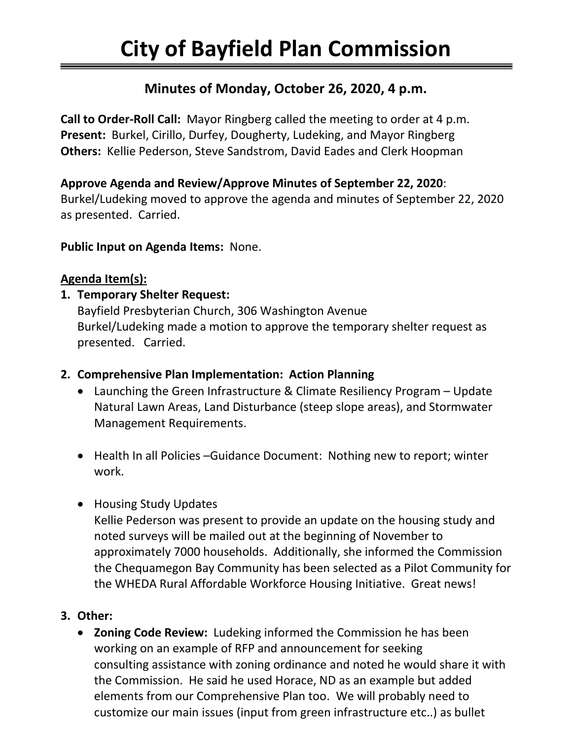# City of Bayfield Plan Commission

## Minutes of Monday, October 26, 2020, 4 p.m.

**Call to Order-Roll Call:** Mayor Ringberg called the meeting to order at 4 p.m.
**Present:** Burkel, Cirillo, Durfey, Dougherty, Ludeking, and Mayor Ringberg
**Others:** Kellie Pederson, Steve Sandstrom, David Eades and Clerk Hoopman

**Approve Agenda and Review/Approve Minutes of September 22, 2020**:
Burkel/Ludeking moved to approve the agenda and minutes of September 22, 2020 as presented. Carried.

**Public Input on Agenda Items:** None.

**<u>Agenda Item(s):</u>**

1. **Temporary Shelter Request:**
   Bayfield Presbyterian Church, 306 Washington Avenue
   Burkel/Ludeking made a motion to approve the temporary shelter request as presented. Carried.

2. **Comprehensive Plan Implementation: Action Planning**
   - Launching the Green Infrastructure & Climate Resiliency Program – Update Natural Lawn Areas, Land Disturbance (steep slope areas), and Stormwater Management Requirements.
   - Health In all Policies –Guidance Document: Nothing new to report; winter work.
   - Housing Study Updates
     Kellie Pederson was present to provide an update on the housing study and noted surveys will be mailed out at the beginning of November to approximately 7000 households. Additionally, she informed the Commission the Chequamegon Bay Community has been selected as a Pilot Community for the WHEDA Rural Affordable Workforce Housing Initiative. Great news!

3. **Other:**
   - **Zoning Code Review:** Ludeking informed the Commission he has been working on an example of RFP and announcement for seeking consulting assistance with zoning ordinance and noted he would share it with the Commission. He said he used Horace, ND as an example but added elements from our Comprehensive Plan too. We will probably need to customize our main issues (input from green infrastructure etc..) as bullet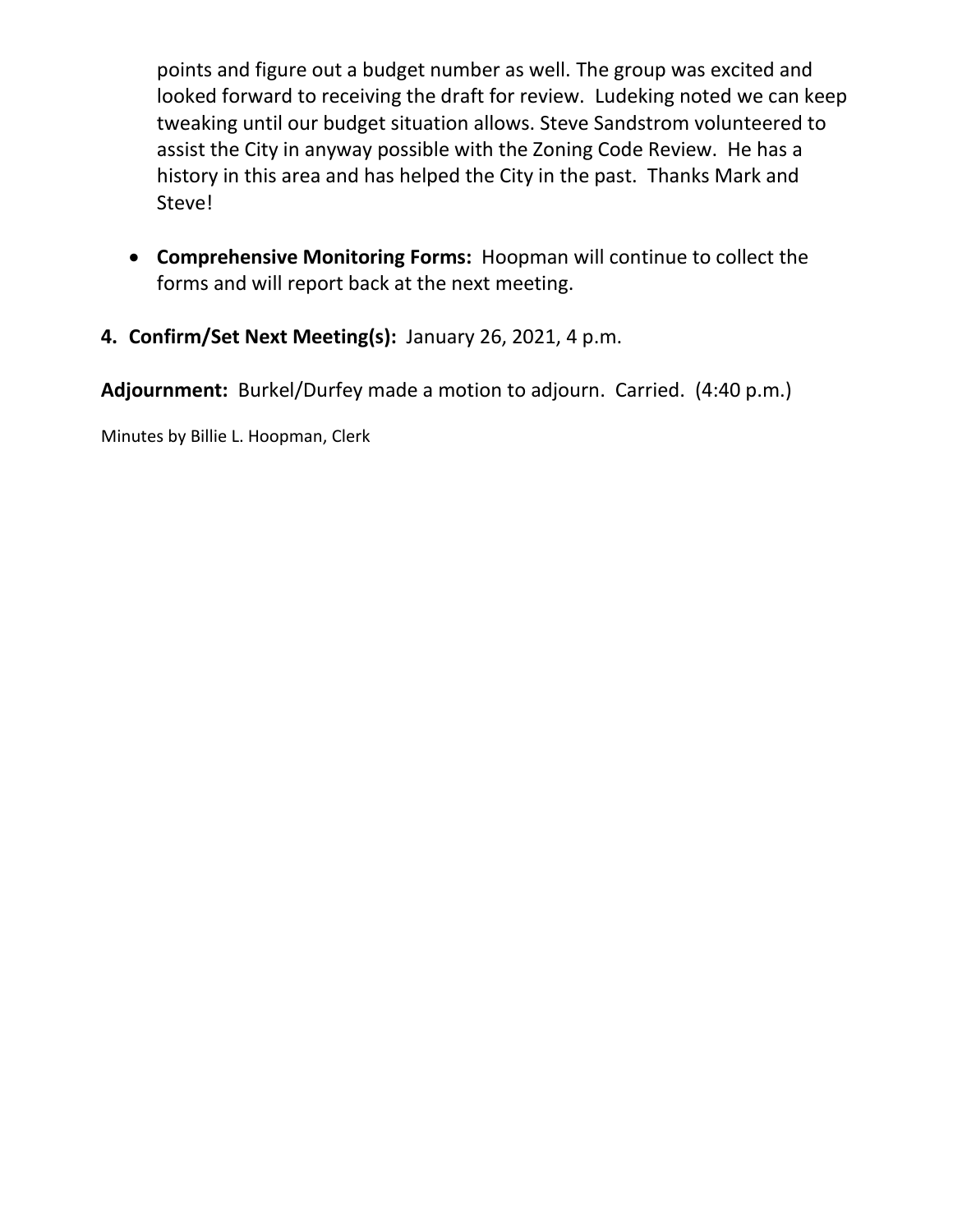points and figure out a budget number as well. The group was excited and looked forward to receiving the draft for review. Ludeking noted we can keep tweaking until our budget situation allows. Steve Sandstrom volunteered to assist the City in anyway possible with the Zoning Code Review. He has a history in this area and has helped the City in the past. Thanks Mark and Steve!

- **Comprehensive Monitoring Forms:** Hoopman will continue to collect the forms and will report back at the next meeting.

**4. Confirm/Set Next Meeting(s):** January 26, 2021, 4 p.m.

**Adjournment:** Burkel/Durfey made a motion to adjourn. Carried. (4:40 p.m.)

Minutes by Billie L. Hoopman, Clerk